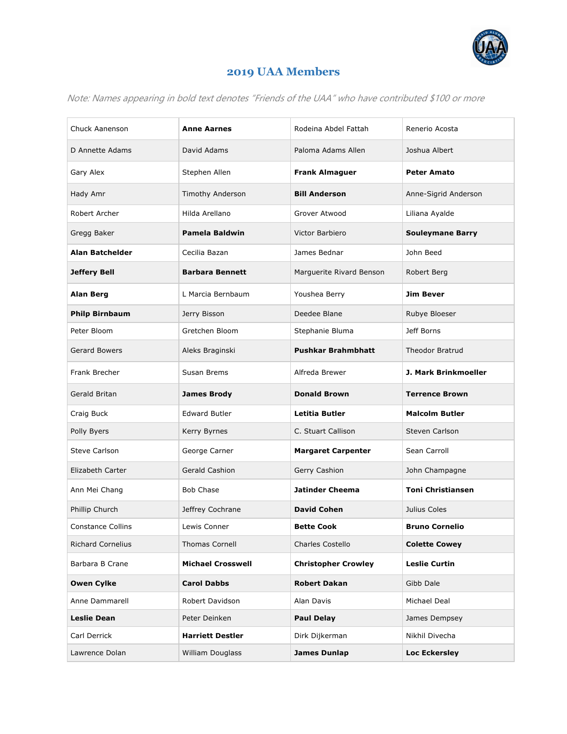# 2019 UAA Members

*Note: Names appearing in bold text denotes "Friends of the UAA" who have contributed $100 or more*

| | | | |
|---|---|---|---|
| Chuck Aanenson | **Anne Aarnes** | Rodeina Abdel Fattah | Renerio Acosta |
| D Annette Adams | David Adams | Paloma Adams Allen | Joshua Albert |
| Gary Alex | Stephen Allen | **Frank Almaguer** | **Peter Amato** |
| Hady Amr | Timothy Anderson | **Bill Anderson** | Anne-Sigrid Anderson |
| Robert Archer | Hilda Arellano | Grover Atwood | Liliana Ayalde |
| Gregg Baker | **Pamela Baldwin** | Victor Barbiero | **Souleymane Barry** |
| **Alan Batchelder** | Cecilia Bazan | James Bednar | John Beed |
| **Jeffery Bell** | **Barbara Bennett** | Marguerite Rivard Benson | Robert Berg |
| **Alan Berg** | L Marcia Bernbaum | Youshea Berry | **Jim Bever** |
| **Philp Birnbaum** | Jerry Bisson | Deedee Blane | Rubye Bloeser |
| Peter Bloom | Gretchen Bloom | Stephanie Bluma | Jeff Borns |
| Gerard Bowers | Aleks Braginski | **Pushkar Brahmbhatt** | Theodor Bratrud |
| Frank Brecher | Susan Brems | Alfreda Brewer | **J. Mark Brinkmoeller** |
| Gerald Britan | **James Brody** | **Donald Brown** | **Terrence Brown** |
| Craig Buck | Edward Butler | **Letitia Butler** | **Malcolm Butler** |
| Polly Byers | Kerry Byrnes | C. Stuart Callison | Steven Carlson |
| Steve Carlson | George Carner | **Margaret Carpenter** | Sean Carroll |
| Elizabeth Carter | Gerald Cashion | Gerry Cashion | John Champagne |
| Ann Mei Chang | Bob Chase | **Jatinder Cheema** | **Toni Christiansen** |
| Phillip Church | Jeffrey Cochrane | **David Cohen** | Julius Coles |
| Constance Collins | Lewis Conner | **Bette Cook** | **Bruno Cornelio** |
| Richard Cornelius | Thomas Cornell | Charles Costello | **Colette Cowey** |
| Barbara B Crane | **Michael Crosswell** | **Christopher Crowley** | **Leslie Curtin** |
| **Owen Cylke** | **Carol Dabbs** | **Robert Dakan** | Gibb Dale |
| Anne Dammarell | Robert Davidson | Alan Davis | Michael Deal |
| **Leslie Dean** | Peter Deinken | **Paul Delay** | James Dempsey |
| Carl Derrick | **Harriett Destler** | Dirk Dijkerman | Nikhil Divecha |
| Lawrence Dolan | William Douglass | **James Dunlap** | **Loc Eckersley** |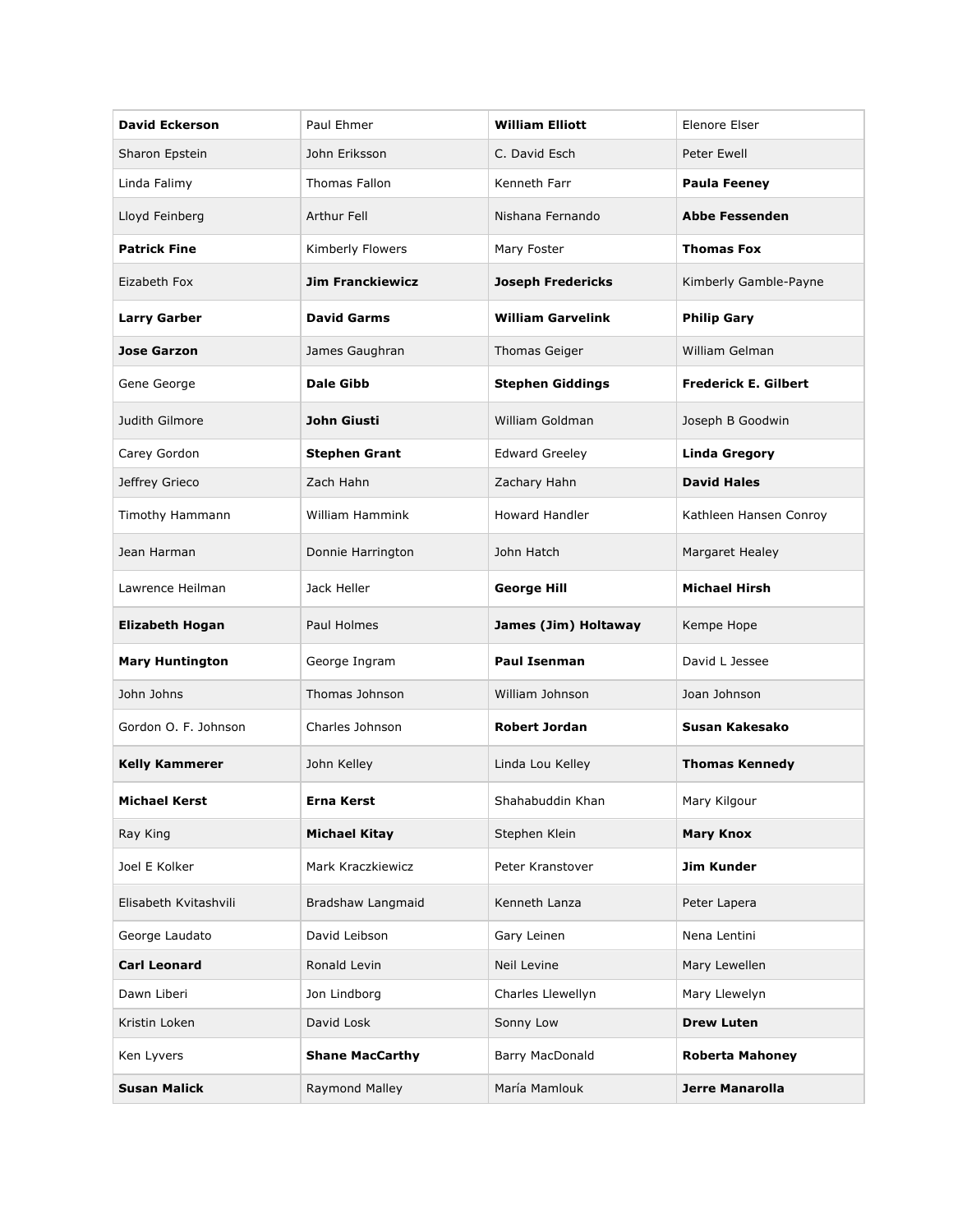| **David Eckerson** | Paul Ehmer | **William Elliott** | Elenore Elser |
|---|---|---|---|
| Sharon Epstein | John Eriksson | C. David Esch | Peter Ewell |
| Linda Falimy | Thomas Fallon | Kenneth Farr | **Paula Feeney** |
| Lloyd Feinberg | Arthur Fell | Nishana Fernando | **Abbe Fessenden** |
| **Patrick Fine** | Kimberly Flowers | Mary Foster | **Thomas Fox** |
| Eizabeth Fox | **Jim Franckiewicz** | **Joseph Fredericks** | Kimberly Gamble-Payne |
| **Larry Garber** | **David Garms** | **William Garvelink** | **Philip Gary** |
| **Jose Garzon** | James Gaughran | Thomas Geiger | William Gelman |
| Gene George | **Dale Gibb** | **Stephen Giddings** | **Frederick E. Gilbert** |
| Judith Gilmore | **John Giusti** | William Goldman | Joseph B Goodwin |
| Carey Gordon | **Stephen Grant** | Edward Greeley | **Linda Gregory** |
| Jeffrey Grieco | Zach Hahn | Zachary Hahn | **David Hales** |
| Timothy Hammann | William Hammink | Howard Handler | Kathleen Hansen Conroy |
| Jean Harman | Donnie Harrington | John Hatch | Margaret Healey |
| Lawrence Heilman | Jack Heller | **George Hill** | **Michael Hirsh** |
| **Elizabeth Hogan** | Paul Holmes | **James (Jim) Holtaway** | Kempe Hope |
| **Mary Huntington** | George Ingram | **Paul Isenman** | David L Jessee |
| John Johns | Thomas Johnson | William Johnson | Joan Johnson |
| Gordon O. F. Johnson | Charles Johnson | **Robert Jordan** | **Susan Kakesako** |
| **Kelly Kammerer** | John Kelley | Linda Lou Kelley | **Thomas Kennedy** |
| **Michael Kerst** | **Erna Kerst** | Shahabuddin Khan | Mary Kilgour |
| Ray King | **Michael Kitay** | Stephen Klein | **Mary Knox** |
| Joel E Kolker | Mark Kraczkiewicz | Peter Kranstover | **Jim Kunder** |
| Elisabeth Kvitashvili | Bradshaw Langmaid | Kenneth Lanza | Peter Lapera |
| George Laudato | David Leibson | Gary Leinen | Nena Lentini |
| **Carl Leonard** | Ronald Levin | Neil Levine | Mary Lewellen |
| Dawn Liberi | Jon Lindborg | Charles Llewellyn | Mary Llewelyn |
| Kristin Loken | David Losk | Sonny Low | **Drew Luten** |
| Ken Lyvers | **Shane MacCarthy** | Barry MacDonald | **Roberta Mahoney** |
| **Susan Malick** | Raymond Malley | María Mamlouk | **Jerre Manarolla** |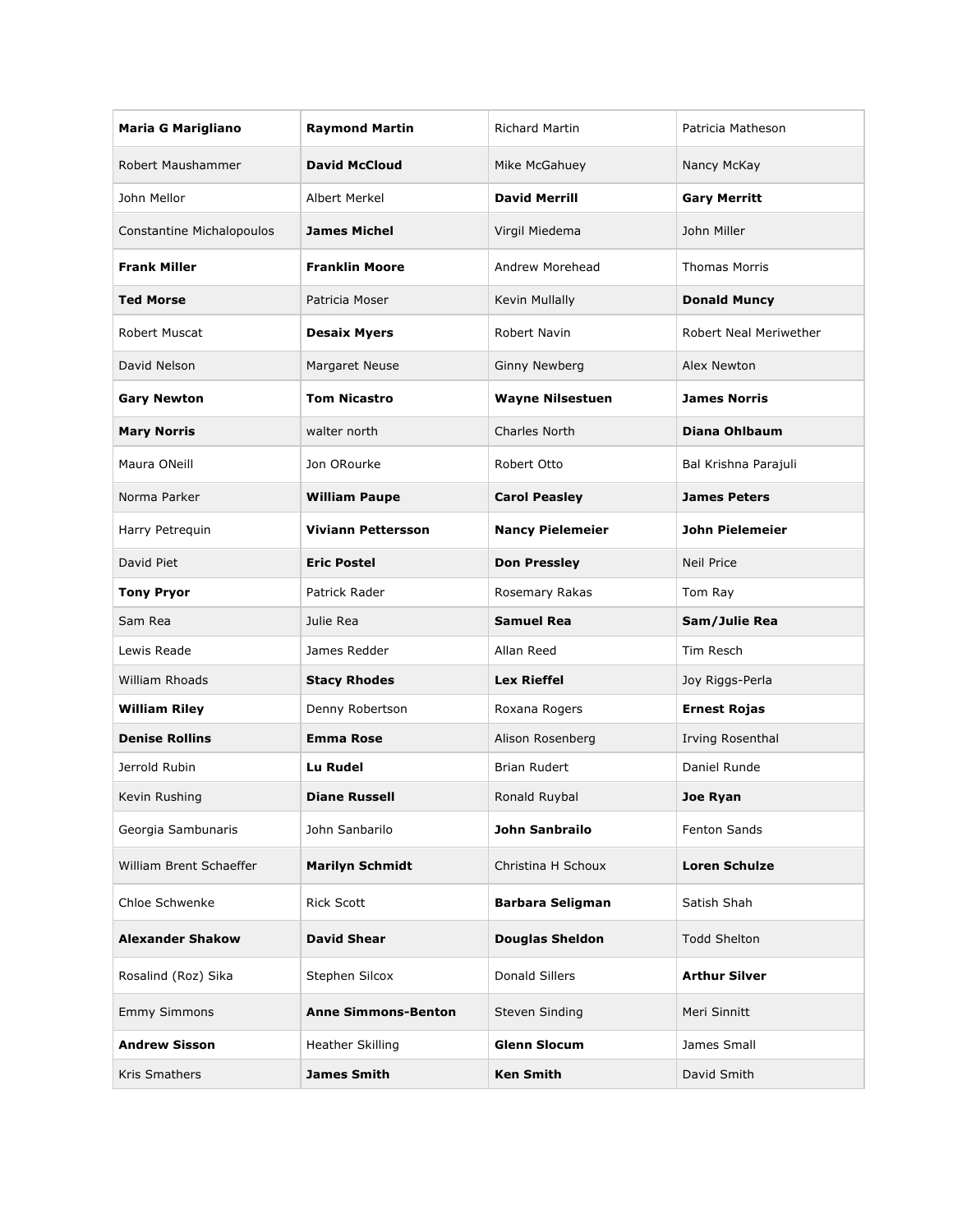| | | | |
|---|---|---|---|
| **Maria G Marigliano** | **Raymond Martin** | Richard Martin | Patricia Matheson |
| Robert Maushammer | **David McCloud** | Mike McGahuey | Nancy McKay |
| John Mellor | Albert Merkel | **David Merrill** | **Gary Merritt** |
| Constantine Michalopoulos | **James Michel** | Virgil Miedema | John Miller |
| **Frank Miller** | **Franklin Moore** | Andrew Morehead | Thomas Morris |
| **Ted Morse** | Patricia Moser | Kevin Mullally | **Donald Muncy** |
| Robert Muscat | **Desaix Myers** | Robert Navin | Robert Neal Meriwether |
| David Nelson | Margaret Neuse | Ginny Newberg | Alex Newton |
| **Gary Newton** | **Tom Nicastro** | **Wayne Nilsestuen** | **James Norris** |
| **Mary Norris** | walter north | Charles North | **Diana Ohlbaum** |
| Maura ONeill | Jon ORourke | Robert Otto | Bal Krishna Parajuli |
| Norma Parker | **William Paupe** | **Carol Peasley** | **James Peters** |
| Harry Petrequin | **Viviann Pettersson** | **Nancy Pielemeier** | **John Pielemeier** |
| David Piet | **Eric Postel** | **Don Pressley** | Neil Price |
| **Tony Pryor** | Patrick Rader | Rosemary Rakas | Tom Ray |
| Sam Rea | Julie Rea | **Samuel Rea** | **Sam/Julie Rea** |
| Lewis Reade | James Redder | Allan Reed | Tim Resch |
| William Rhoads | **Stacy Rhodes** | **Lex Rieffel** | Joy Riggs-Perla |
| **William Riley** | Denny Robertson | Roxana Rogers | **Ernest Rojas** |
| **Denise Rollins** | **Emma Rose** | Alison Rosenberg | Irving Rosenthal |
| Jerrold Rubin | **Lu Rudel** | Brian Rudert | Daniel Runde |
| Kevin Rushing | **Diane Russell** | Ronald Ruybal | **Joe Ryan** |
| Georgia Sambunaris | John Sanbarilo | **John Sanbrailo** | Fenton Sands |
| William Brent Schaeffer | **Marilyn Schmidt** | Christina H Schoux | **Loren Schulze** |
| Chloe Schwenke | Rick Scott | **Barbara Seligman** | Satish Shah |
| **Alexander Shakow** | **David Shear** | **Douglas Sheldon** | Todd Shelton |
| Rosalind (Roz) Sika | Stephen Silcox | Donald Sillers | **Arthur Silver** |
| Emmy Simmons | **Anne Simmons-Benton** | Steven Sinding | Meri Sinnitt |
| **Andrew Sisson** | Heather Skilling | **Glenn Slocum** | James Small |
| Kris Smathers | **James Smith** | **Ken Smith** | David Smith |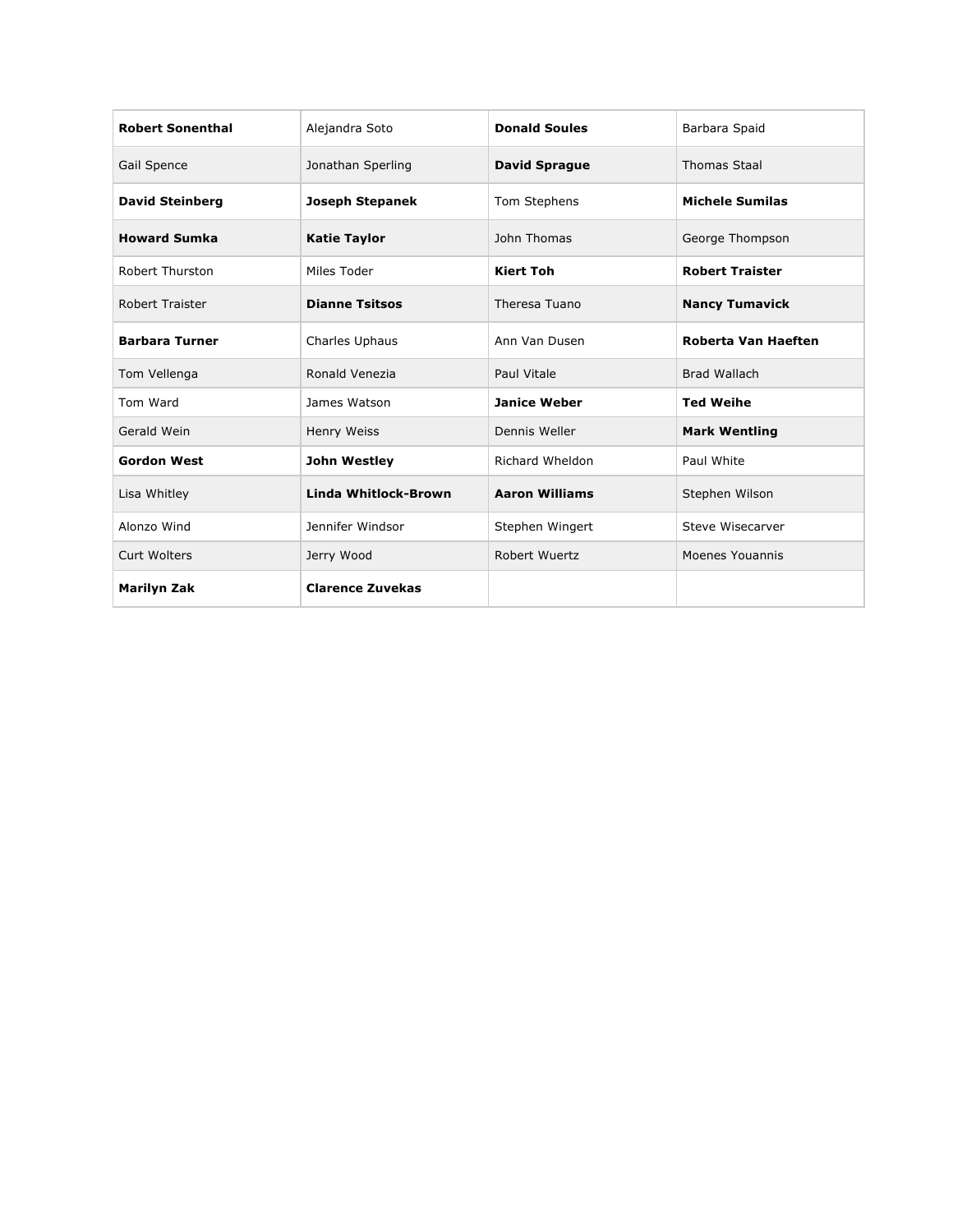| | | | |
|---|---|---|---|
| **Robert Sonenthal** | Alejandra Soto | **Donald Soules** | Barbara Spaid |
| Gail Spence | Jonathan Sperling | **David Sprague** | Thomas Staal |
| **David Steinberg** | **Joseph Stepanek** | Tom Stephens | **Michele Sumilas** |
| **Howard Sumka** | **Katie Taylor** | John Thomas | George Thompson |
| Robert Thurston | Miles Toder | **Kiert Toh** | **Robert Traister** |
| Robert Traister | **Dianne Tsitsos** | Theresa Tuano | **Nancy Tumavick** |
| **Barbara Turner** | Charles Uphaus | Ann Van Dusen | **Roberta Van Haeften** |
| Tom Vellenga | Ronald Venezia | Paul Vitale | Brad Wallach |
| Tom Ward | James Watson | **Janice Weber** | **Ted Weihe** |
| Gerald Wein | Henry Weiss | Dennis Weller | **Mark Wentling** |
| **Gordon West** | **John Westley** | Richard Wheldon | Paul White |
| Lisa Whitley | **Linda Whitlock-Brown** | **Aaron Williams** | Stephen Wilson |
| Alonzo Wind | Jennifer Windsor | Stephen Wingert | Steve Wisecarver |
| Curt Wolters | Jerry Wood | Robert Wuertz | Moenes Youannis |
| **Marilyn Zak** | **Clarence Zuvekas** | | |